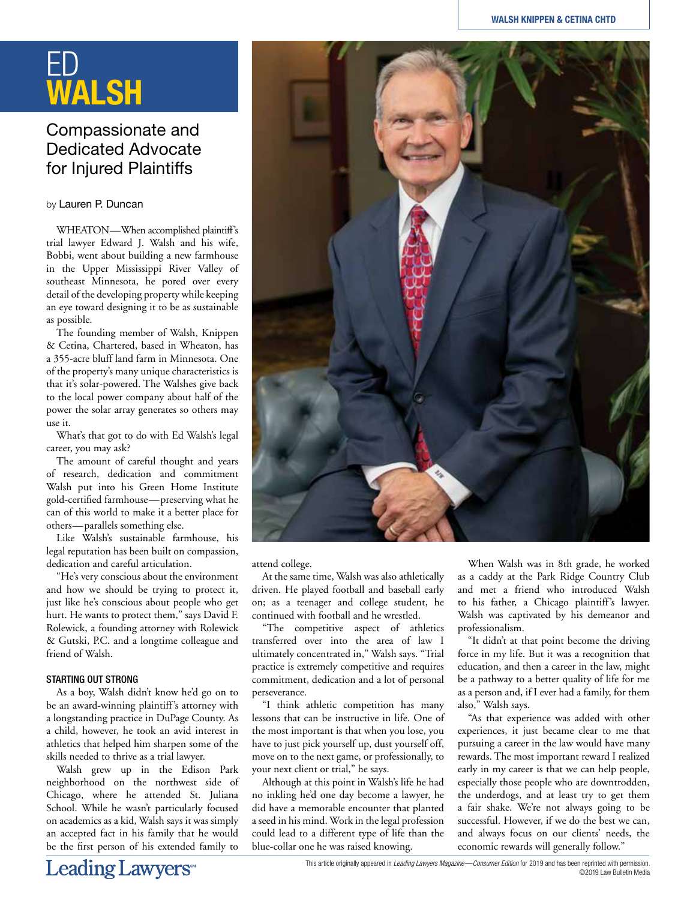# ED WALSH

## Compassionate and Dedicated Advocate for Injured Plaintiffs

by Lauren P. Duncan

WHEATON—When accomplished plaintiff's trial lawyer Edward J. Walsh and his wife, Bobbi, went about building a new farmhouse in the Upper Mississippi River Valley of southeast Minnesota, he pored over every detail of the developing property while keeping an eye toward designing it to be as sustainable as possible.

The founding member of Walsh, Knippen & Cetina, Chartered, based in Wheaton, has a 355-acre bluff land farm in Minnesota. One of the property's many unique characteristics is that it's solar-powered. The Walshes give back to the local power company about half of the power the solar array generates so others may use it.

What's that got to do with Ed Walsh's legal career, you may ask?

The amount of careful thought and years of research, dedication and commitment Walsh put into his Green Home Institute gold-certified farmhouse—preserving what he can of this world to make it a better place for others—parallels something else.

Like Walsh's sustainable farmhouse, his legal reputation has been built on compassion, dedication and careful articulation.

"He's very conscious about the environment and how we should be trying to protect it, just like he's conscious about people who get hurt. He wants to protect them," says David F. Rolewick, a founding attorney with Rolewick & Gutski, P.C. and a longtime colleague and friend of Walsh.

### STARTING OUT STRONG

As a boy, Walsh didn't know he'd go on to be an award-winning plaintiff's attorney with a longstanding practice in DuPage County. As a child, however, he took an avid interest in athletics that helped him sharpen some of the skills needed to thrive as a trial lawyer.

Walsh grew up in the Edison Park neighborhood on the northwest side of Chicago, where he attended St. Juliana School. While he wasn't particularly focused on academics as a kid, Walsh says it was simply an accepted fact in his family that he would be the first person of his extended family to attend college.

At the same time, Walsh was also athletically driven. He played football and baseball early on; as a teenager and college student, he continued with football and he wrestled.

"The competitive aspect of athletics transferred over into the area of law I ultimately concentrated in," Walsh says. "Trial practice is extremely competitive and requires commitment, dedication and a lot of personal perseverance.

"I think athletic competition has many lessons that can be instructive in life. One of the most important is that when you lose, you have to just pick yourself up, dust yourself off, move on to the next game, or professionally, to your next client or trial," he says.

Although at this point in Walsh's life he had no inkling he'd one day become a lawyer, he did have a memorable encounter that planted a seed in his mind. Work in the legal profession could lead to a different type of life than the blue-collar one he was raised knowing.

When Walsh was in 8th grade, he worked as a caddy at the Park Ridge Country Club and met a friend who introduced Walsh to his father, a Chicago plaintiff's lawyer. Walsh was captivated by his demeanor and professionalism.

"It didn't at that point become the driving force in my life. But it was a recognition that education, and then a career in the law, might be a pathway to a better quality of life for me as a person and, if I ever had a family, for them also," Walsh says.

"As that experience was added with other experiences, it just became clear to me that pursuing a career in the law would have many rewards. The most important reward I realized early in my career is that we can help people, especially those people who are downtrodden, the underdogs, and at least try to get them a fair shake. We're not always going to be successful. However, if we do the best we can, and always focus on our clients' needs, the economic rewards will generally follow."

This article originally appeared in *Leading Lawyers Magazine—Consumer Edition* for 2019 and has been reprinted with permission. ©2019 Law Bulletin Media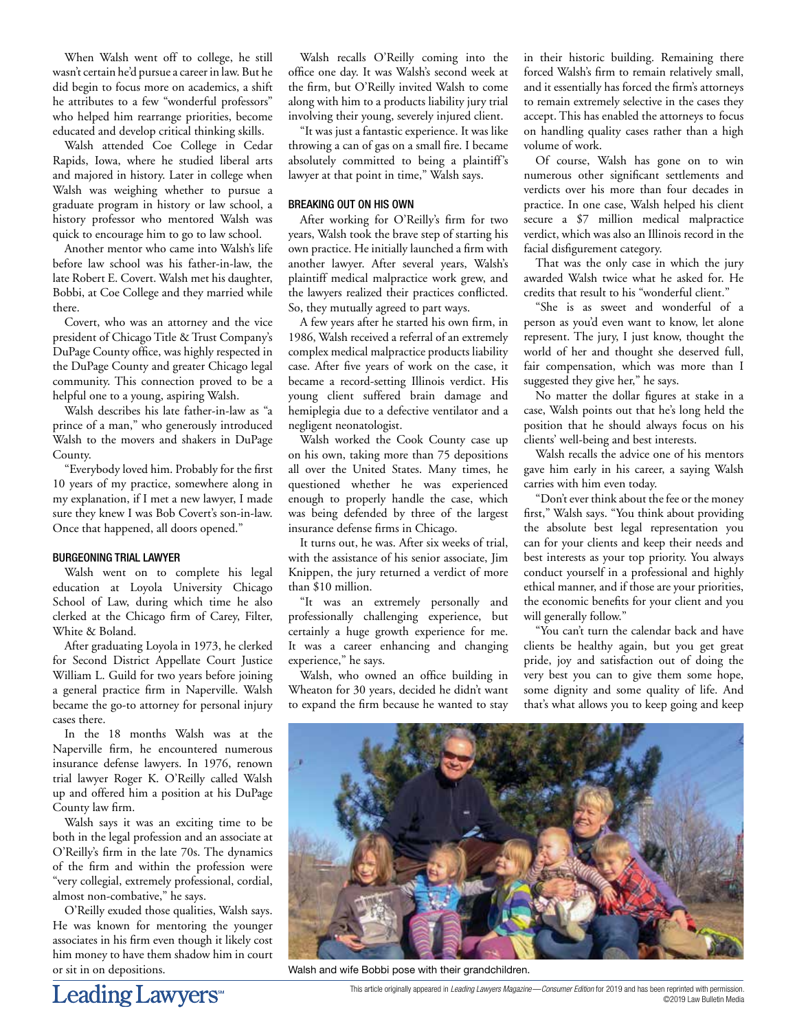When Walsh went off to college, he still wasn't certain he'd pursue a career in law. But he did begin to focus more on academics, a shift he attributes to a few "wonderful professors" who helped him rearrange priorities, become educated and develop critical thinking skills.

Walsh attended Coe College in Cedar Rapids, Iowa, where he studied liberal arts and majored in history. Later in college when Walsh was weighing whether to pursue a graduate program in history or law school, a history professor who mentored Walsh was quick to encourage him to go to law school.

Another mentor who came into Walsh's life before law school was his father-in-law, the late Robert E. Covert. Walsh met his daughter, Bobbi, at Coe College and they married while there.

Covert, who was an attorney and the vice president of Chicago Title & Trust Company's DuPage County office, was highly respected in the DuPage County and greater Chicago legal community. This connection proved to be a helpful one to a young, aspiring Walsh.

Walsh describes his late father-in-law as "a prince of a man," who generously introduced Walsh to the movers and shakers in DuPage County.

"Everybody loved him. Probably for the first 10 years of my practice, somewhere along in my explanation, if I met a new lawyer, I made sure they knew I was Bob Covert's son-in-law. Once that happened, all doors opened."

### BURGEONING TRIAL LAWYER

Walsh went on to complete his legal education at Loyola University Chicago School of Law, during which time he also clerked at the Chicago firm of Carey, Filter, White & Boland.

After graduating Loyola in 1973, he clerked for Second District Appellate Court Justice William L. Guild for two years before joining a general practice firm in Naperville. Walsh became the go-to attorney for personal injury cases there.

In the 18 months Walsh was at the Naperville firm, he encountered numerous insurance defense lawyers. In 1976, renown trial lawyer Roger K. O'Reilly called Walsh up and offered him a position at his DuPage County law firm.

Walsh says it was an exciting time to be both in the legal profession and an associate at O'Reilly's firm in the late 70s. The dynamics of the firm and within the profession were "very collegial, extremely professional, cordial, almost non-combative," he says.

O'Reilly exuded those qualities, Walsh says. He was known for mentoring the younger associates in his firm even though it likely cost him money to have them shadow him in court or sit in on depositions.

Walsh recalls O'Reilly coming into the office one day. It was Walsh's second week at the firm, but O'Reilly invited Walsh to come along with him to a products liability jury trial involving their young, severely injured client.

"It was just a fantastic experience. It was like throwing a can of gas on a small fire. I became absolutely committed to being a plaintiff's lawyer at that point in time," Walsh says.

### BREAKING OUT ON HIS OWN

After working for O'Reilly's firm for two years, Walsh took the brave step of starting his own practice. He initially launched a firm with another lawyer. After several years, Walsh's plaintiff medical malpractice work grew, and the lawyers realized their practices conflicted. So, they mutually agreed to part ways.

A few years after he started his own firm, in 1986, Walsh received a referral of an extremely complex medical malpractice products liability case. After five years of work on the case, it became a record-setting Illinois verdict. His young client suffered brain damage and hemiplegia due to a defective ventilator and a negligent neonatologist.

Walsh worked the Cook County case up on his own, taking more than 75 depositions all over the United States. Many times, he questioned whether he was experienced enough to properly handle the case, which was being defended by three of the largest insurance defense firms in Chicago.

It turns out, he was. After six weeks of trial, with the assistance of his senior associate, Jim Knippen, the jury returned a verdict of more than $10 million.

"It was an extremely personally and professionally challenging experience, but certainly a huge growth experience for me. It was a career enhancing and changing experience," he says.

Walsh, who owned an office building in Wheaton for 30 years, decided he didn't want to expand the firm because he wanted to stay in their historic building. Remaining there forced Walsh's firm to remain relatively small, and it essentially has forced the firm's attorneys to remain extremely selective in the cases they accept. This has enabled the attorneys to focus on handling quality cases rather than a high volume of work.

Of course, Walsh has gone on to win numerous other significant settlements and verdicts over his more than four decades in practice. In one case, Walsh helped his client secure a $7 million medical malpractice verdict, which was also an Illinois record in the facial disfigurement category.

That was the only case in which the jury awarded Walsh twice what he asked for. He credits that result to his "wonderful client."

"She is as sweet and wonderful of a person as you'd even want to know, let alone represent. The jury, I just know, thought the world of her and thought she deserved full, fair compensation, which was more than I suggested they give her," he says.

No matter the dollar figures at stake in a case, Walsh points out that he's long held the position that he should always focus on his clients' well-being and best interests.

Walsh recalls the advice one of his mentors gave him early in his career, a saying Walsh carries with him even today.

"Don't ever think about the fee or the money first," Walsh says. "You think about providing the absolute best legal representation you can for your clients and keep their needs and best interests as your top priority. You always conduct yourself in a professional and highly ethical manner, and if those are your priorities, the economic benefits for your client and you will generally follow."

"You can't turn the calendar back and have clients be healthy again, but you get great pride, joy and satisfaction out of doing the very best you can to give them some hope, some dignity and some quality of life. And that's what allows you to keep going and keep

Walsh and wife Bobbi pose with their grandchildren.

This article originally appeared in *Leading Lawyers Magazine—Consumer Edition* for 2019 and has been reprinted with permission. ©2019 Law Bulletin Media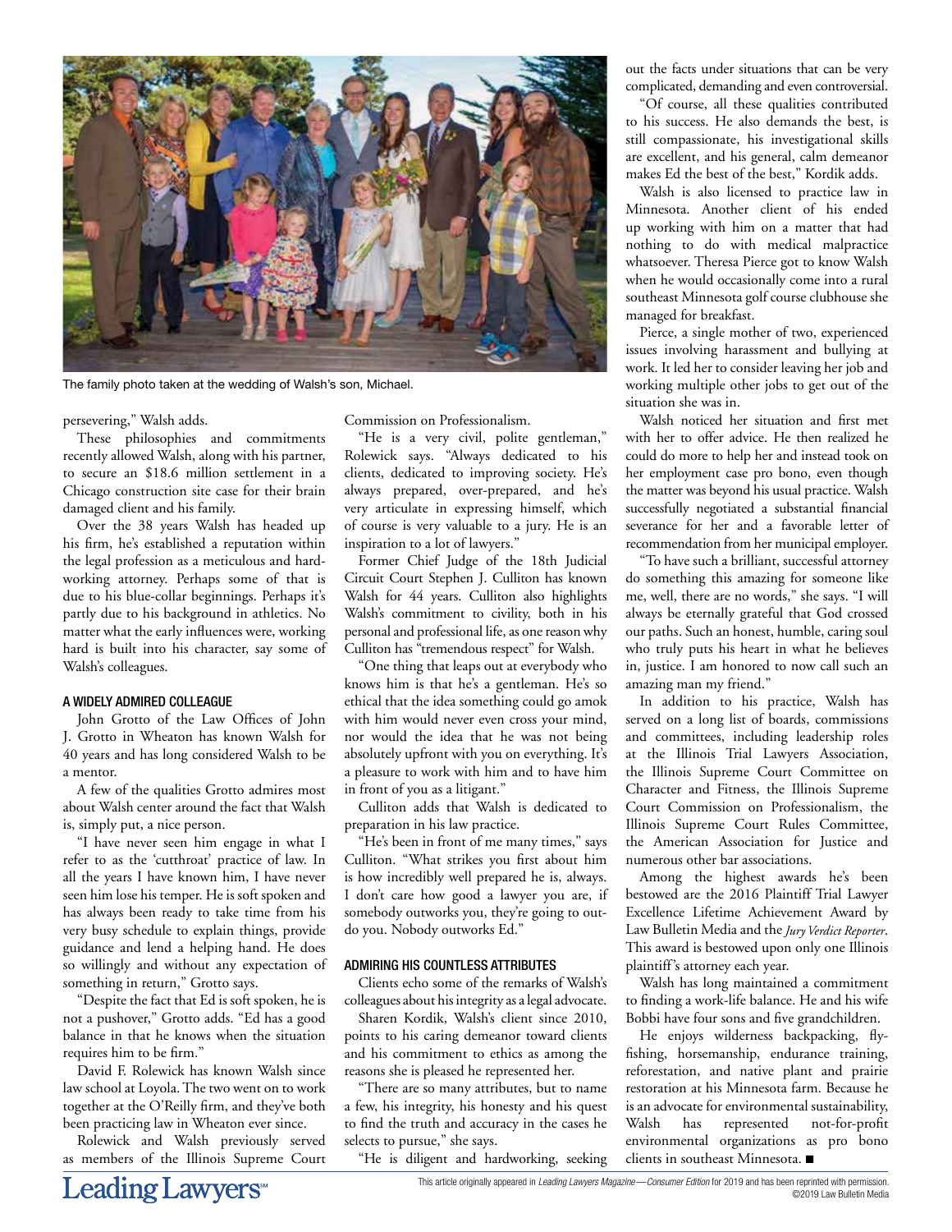The family photo taken at the wedding of Walsh's son, Michael.

persevering," Walsh adds.

These philosophies and commitments recently allowed Walsh, along with his partner, to secure an $18.6 million settlement in a Chicago construction site case for their brain damaged client and his family.

Over the 38 years Walsh has headed up his firm, he's established a reputation within the legal profession as a meticulous and hard-working attorney. Perhaps some of that is due to his blue-collar beginnings. Perhaps it's partly due to his background in athletics. No matter what the early influences were, working hard is built into his character, say some of Walsh's colleagues.

## A WIDELY ADMIRED COLLEAGUE

John Grotto of the Law Offices of John J. Grotto in Wheaton has known Walsh for 40 years and has long considered Walsh to be a mentor.

A few of the qualities Grotto admires most about Walsh center around the fact that Walsh is, simply put, a nice person.

"I have never seen him engage in what I refer to as the 'cutthroat' practice of law. In all the years I have known him, I have never seen him lose his temper. He is soft spoken and has always been ready to take time from his very busy schedule to explain things, provide guidance and lend a helping hand. He does so willingly and without any expectation of something in return," Grotto says.

"Despite the fact that Ed is soft spoken, he is not a pushover," Grotto adds. "Ed has a good balance in that he knows when the situation requires him to be firm."

David F. Rolewick has known Walsh since law school at Loyola. The two went on to work together at the O'Reilly firm, and they've both been practicing law in Wheaton ever since.

Rolewick and Walsh previously served as members of the Illinois Supreme Court Commission on Professionalism.

"He is a very civil, polite gentleman," Rolewick says. "Always dedicated to his clients, dedicated to improving society. He's always prepared, over-prepared, and he's very articulate in expressing himself, which of course is very valuable to a jury. He is an inspiration to a lot of lawyers."

Former Chief Judge of the 18th Judicial Circuit Court Stephen J. Culliton has known Walsh for 44 years. Culliton also highlights Walsh's commitment to civility, both in his personal and professional life, as one reason why Culliton has "tremendous respect" for Walsh.

"One thing that leaps out at everybody who knows him is that he's a gentleman. He's so ethical that the idea something could go amok with him would never even cross your mind, nor would the idea that he was not being absolutely upfront with you on everything. It's a pleasure to work with him and to have him in front of you as a litigant."

Culliton adds that Walsh is dedicated to preparation in his law practice.

"He's been in front of me many times," says Culliton. "What strikes you first about him is how incredibly well prepared he is, always. I don't care how good a lawyer you are, if somebody outworks you, they're going to out-do you. Nobody outworks Ed."

## ADMIRING HIS COUNTLESS ATTRIBUTES

Clients echo some of the remarks of Walsh's colleagues about his integrity as a legal advocate.

Sharen Kordik, Walsh's client since 2010, points to his caring demeanor toward clients and his commitment to ethics as among the reasons she is pleased he represented her.

"There are so many attributes, but to name a few, his integrity, his honesty and his quest to find the truth and accuracy in the cases he selects to pursue," she says.

"He is diligent and hardworking, seeking out the facts under situations that can be very complicated, demanding and even controversial.

"Of course, all these qualities contributed to his success. He also demands the best, is still compassionate, his investigational skills are excellent, and his general, calm demeanor makes Ed the best of the best," Kordik adds.

Walsh is also licensed to practice law in Minnesota. Another client of his ended up working with him on a matter that had nothing to do with medical malpractice whatsoever. Theresa Pierce got to know Walsh when he would occasionally come into a rural southeast Minnesota golf course clubhouse she managed for breakfast.

Pierce, a single mother of two, experienced issues involving harassment and bullying at work. It led her to consider leaving her job and working multiple other jobs to get out of the situation she was in.

Walsh noticed her situation and first met with her to offer advice. He then realized he could do more to help her and instead took on her employment case pro bono, even though the matter was beyond his usual practice. Walsh successfully negotiated a substantial financial severance for her and a favorable letter of recommendation from her municipal employer.

"To have such a brilliant, successful attorney do something this amazing for someone like me, well, there are no words," she says. "I will always be eternally grateful that God crossed our paths. Such an honest, humble, caring soul who truly puts his heart in what he believes in, justice. I am honored to now call such an amazing man my friend."

In addition to his practice, Walsh has served on a long list of boards, commissions and committees, including leadership roles at the Illinois Trial Lawyers Association, the Illinois Supreme Court Committee on Character and Fitness, the Illinois Supreme Court Commission on Professionalism, the Illinois Supreme Court Rules Committee, the American Association for Justice and numerous other bar associations.

Among the highest awards he's been bestowed are the 2016 Plaintiff Trial Lawyer Excellence Lifetime Achievement Award by Law Bulletin Media and the *Jury Verdict Reporter*. This award is bestowed upon only one Illinois plaintiff's attorney each year.

Walsh has long maintained a commitment to finding a work-life balance. He and his wife Bobbi have four sons and five grandchildren.

He enjoys wilderness backpacking, fly-fishing, horsemanship, endurance training, reforestation, and native plant and prairie restoration at his Minnesota farm. Because he is an advocate for environmental sustainability, Walsh has represented not-for-profit environmental organizations as pro bono clients in southeast Minnesota. ■

This article originally appeared in *Leading Lawyers Magazine—Consumer Edition* for 2019 and has been reprinted with permission. ©2019 Law Bulletin Media